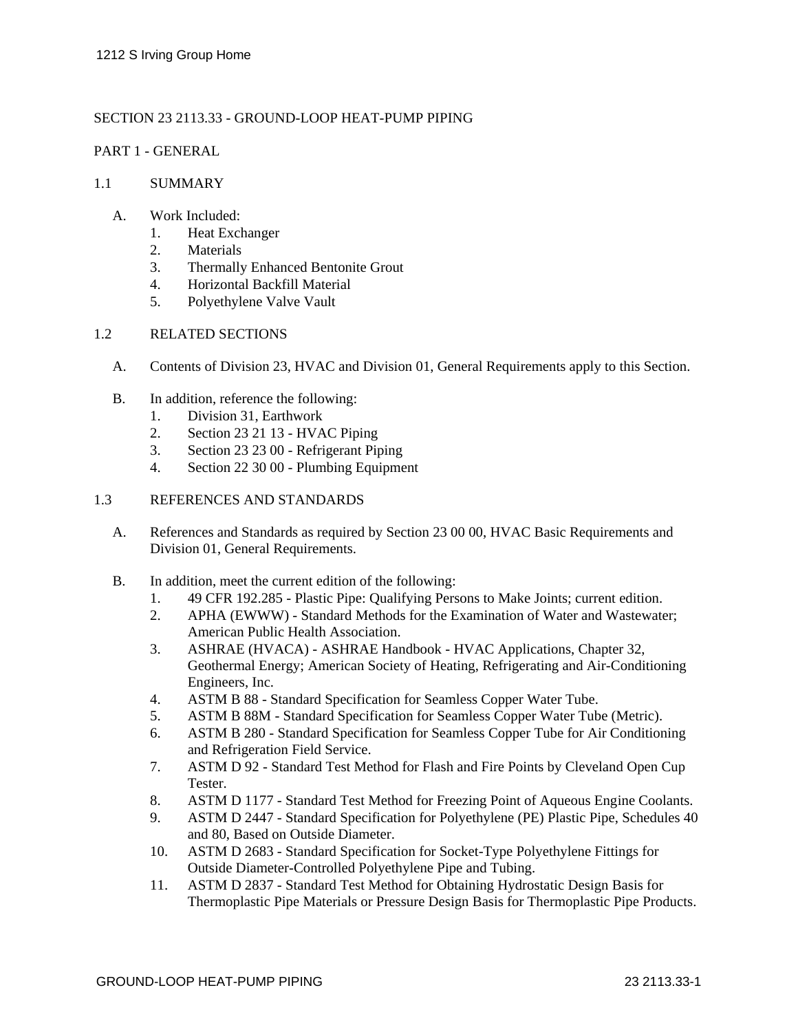# SECTION 23 2113.33 - GROUND-LOOP HEAT-PUMP PIPING

## PART 1 - GENERAL

### 1.1 SUMMARY

A. Work Included:
   1. Heat Exchanger
   2. Materials
   3. Thermally Enhanced Bentonite Grout
   4. Horizontal Backfill Material
   5. Polyethylene Valve Vault

### 1.2 RELATED SECTIONS

A. Contents of Division 23, HVAC and Division 01, General Requirements apply to this Section.

B. In addition, reference the following:
   1. Division 31, Earthwork
   2. Section 23 21 13 - HVAC Piping
   3. Section 23 23 00 - Refrigerant Piping
   4. Section 22 30 00 - Plumbing Equipment

### 1.3 REFERENCES AND STANDARDS

A. References and Standards as required by Section 23 00 00, HVAC Basic Requirements and Division 01, General Requirements.

B. In addition, meet the current edition of the following:
   1. 49 CFR 192.285 - Plastic Pipe: Qualifying Persons to Make Joints; current edition.
   2. APHA (EWWW) - Standard Methods for the Examination of Water and Wastewater; American Public Health Association.
   3. ASHRAE (HVACA) - ASHRAE Handbook - HVAC Applications, Chapter 32, Geothermal Energy; American Society of Heating, Refrigerating and Air-Conditioning Engineers, Inc.
   4. ASTM B 88 - Standard Specification for Seamless Copper Water Tube.
   5. ASTM B 88M - Standard Specification for Seamless Copper Water Tube (Metric).
   6. ASTM B 280 - Standard Specification for Seamless Copper Tube for Air Conditioning and Refrigeration Field Service.
   7. ASTM D 92 - Standard Test Method for Flash and Fire Points by Cleveland Open Cup Tester.
   8. ASTM D 1177 - Standard Test Method for Freezing Point of Aqueous Engine Coolants.
   9. ASTM D 2447 - Standard Specification for Polyethylene (PE) Plastic Pipe, Schedules 40 and 80, Based on Outside Diameter.
   10. ASTM D 2683 - Standard Specification for Socket-Type Polyethylene Fittings for Outside Diameter-Controlled Polyethylene Pipe and Tubing.
   11. ASTM D 2837 - Standard Test Method for Obtaining Hydrostatic Design Basis for Thermoplastic Pipe Materials or Pressure Design Basis for Thermoplastic Pipe Products.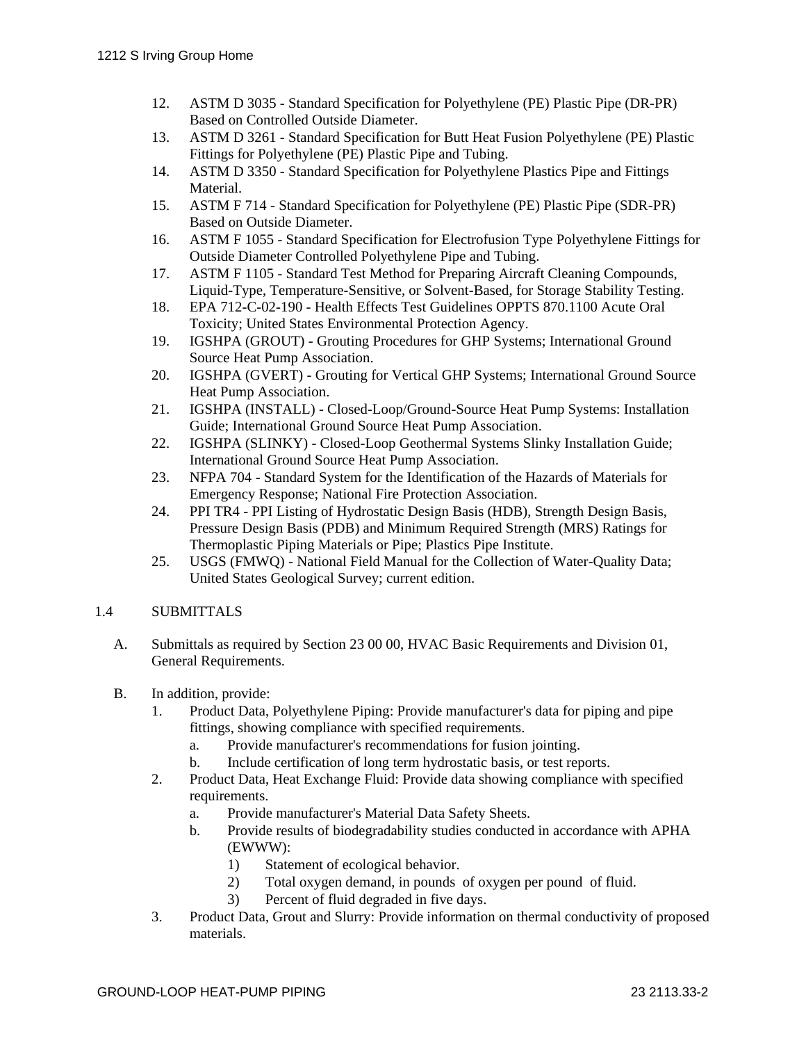12. ASTM D 3035 - Standard Specification for Polyethylene (PE) Plastic Pipe (DR-PR) Based on Controlled Outside Diameter.
13. ASTM D 3261 - Standard Specification for Butt Heat Fusion Polyethylene (PE) Plastic Fittings for Polyethylene (PE) Plastic Pipe and Tubing.
14. ASTM D 3350 - Standard Specification for Polyethylene Plastics Pipe and Fittings Material.
15. ASTM F 714 - Standard Specification for Polyethylene (PE) Plastic Pipe (SDR-PR) Based on Outside Diameter.
16. ASTM F 1055 - Standard Specification for Electrofusion Type Polyethylene Fittings for Outside Diameter Controlled Polyethylene Pipe and Tubing.
17. ASTM F 1105 - Standard Test Method for Preparing Aircraft Cleaning Compounds, Liquid-Type, Temperature-Sensitive, or Solvent-Based, for Storage Stability Testing.
18. EPA 712-C-02-190 - Health Effects Test Guidelines OPPTS 870.1100 Acute Oral Toxicity; United States Environmental Protection Agency.
19. IGSHPA (GROUT) - Grouting Procedures for GHP Systems; International Ground Source Heat Pump Association.
20. IGSHPA (GVERT) - Grouting for Vertical GHP Systems; International Ground Source Heat Pump Association.
21. IGSHPA (INSTALL) - Closed-Loop/Ground-Source Heat Pump Systems: Installation Guide; International Ground Source Heat Pump Association.
22. IGSHPA (SLINKY) - Closed-Loop Geothermal Systems Slinky Installation Guide; International Ground Source Heat Pump Association.
23. NFPA 704 - Standard System for the Identification of the Hazards of Materials for Emergency Response; National Fire Protection Association.
24. PPI TR4 - PPI Listing of Hydrostatic Design Basis (HDB), Strength Design Basis, Pressure Design Basis (PDB) and Minimum Required Strength (MRS) Ratings for Thermoplastic Piping Materials or Pipe; Plastics Pipe Institute.
25. USGS (FMWQ) - National Field Manual for the Collection of Water-Quality Data; United States Geological Survey; current edition.

## 1.4 SUBMITTALS

A. Submittals as required by Section 23 00 00, HVAC Basic Requirements and Division 01, General Requirements.

B. In addition, provide:
   1. Product Data, Polyethylene Piping: Provide manufacturer's data for piping and pipe fittings, showing compliance with specified requirements.
      a. Provide manufacturer's recommendations for fusion jointing.
      b. Include certification of long term hydrostatic basis, or test reports.
   2. Product Data, Heat Exchange Fluid: Provide data showing compliance with specified requirements.
      a. Provide manufacturer's Material Data Safety Sheets.
      b. Provide results of biodegradability studies conducted in accordance with APHA (EWWW):
         1) Statement of ecological behavior.
         2) Total oxygen demand, in pounds of oxygen per pound of fluid.
         3) Percent of fluid degraded in five days.
   3. Product Data, Grout and Slurry: Provide information on thermal conductivity of proposed materials.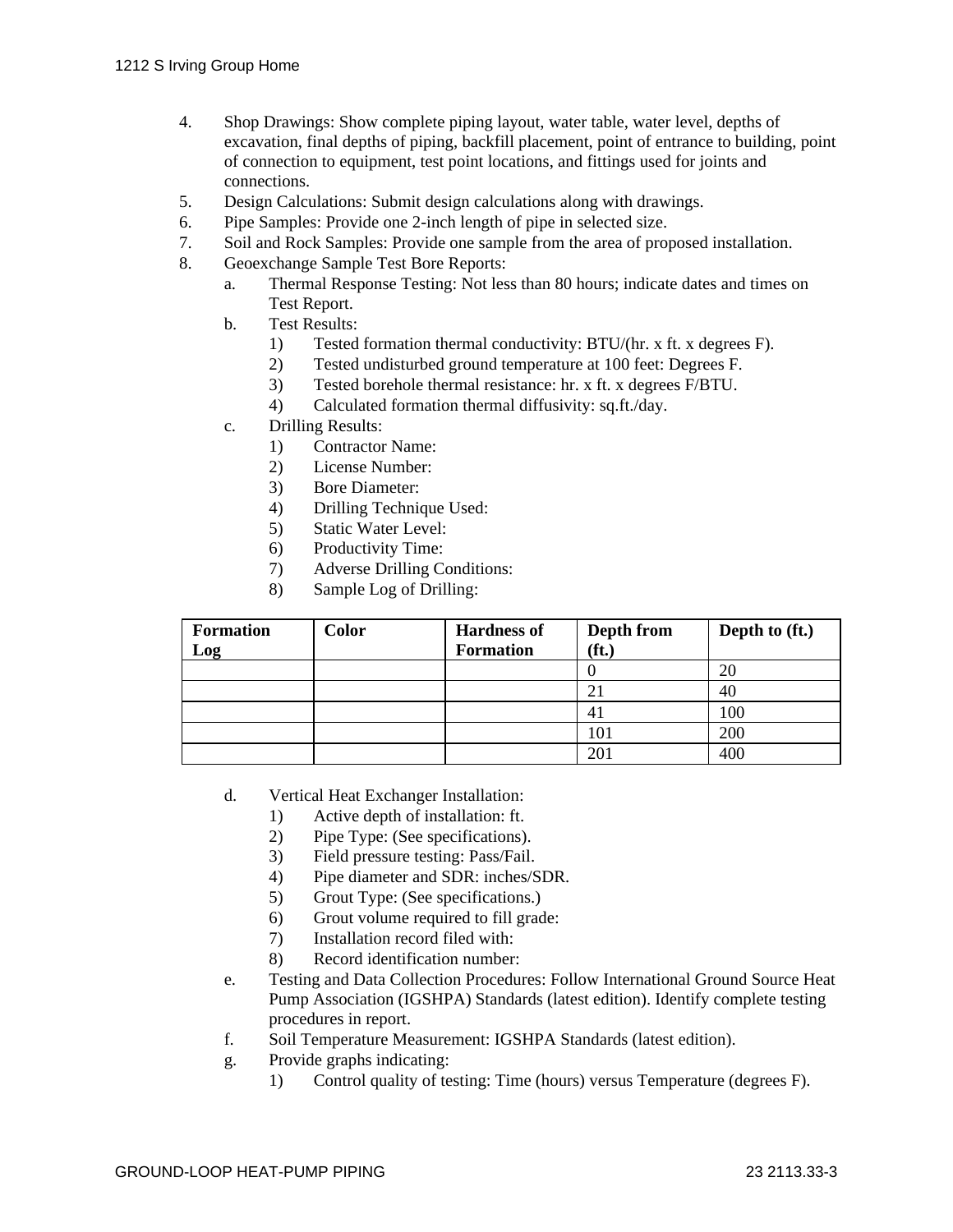4. Shop Drawings: Show complete piping layout, water table, water level, depths of excavation, final depths of piping, backfill placement, point of entrance to building, point of connection to equipment, test point locations, and fittings used for joints and connections.
5. Design Calculations: Submit design calculations along with drawings.
6. Pipe Samples: Provide one 2-inch length of pipe in selected size.
7. Soil and Rock Samples: Provide one sample from the area of proposed installation.
8. Geoexchange Sample Test Bore Reports:
   a. Thermal Response Testing: Not less than 80 hours; indicate dates and times on Test Report.
   b. Test Results:
      1) Tested formation thermal conductivity: BTU/(hr. x ft. x degrees F).
      2) Tested undisturbed ground temperature at 100 feet: Degrees F.
      3) Tested borehole thermal resistance: hr. x ft. x degrees F/BTU.
      4) Calculated formation thermal diffusivity: sq.ft./day.
   c. Drilling Results:
      1) Contractor Name:
      2) License Number:
      3) Bore Diameter:
      4) Drilling Technique Used:
      5) Static Water Level:
      6) Productivity Time:
      7) Adverse Drilling Conditions:
      8) Sample Log of Drilling:

| Formation Log | Color | Hardness of Formation | Depth from (ft.) | Depth to (ft.) |
|---|---|---|---|---|
| | | | 0 | 20 |
| | | | 21 | 40 |
| | | | 41 | 100 |
| | | | 101 | 200 |
| | | | 201 | 400 |

   d. Vertical Heat Exchanger Installation:
      1) Active depth of installation: ft.
      2) Pipe Type: (See specifications).
      3) Field pressure testing: Pass/Fail.
      4) Pipe diameter and SDR: inches/SDR.
      5) Grout Type: (See specifications.)
      6) Grout volume required to fill grade:
      7) Installation record filed with:
      8) Record identification number:
   e. Testing and Data Collection Procedures: Follow International Ground Source Heat Pump Association (IGSHPA) Standards (latest edition). Identify complete testing procedures in report.
   f. Soil Temperature Measurement: IGSHPA Standards (latest edition).
   g. Provide graphs indicating:
      1) Control quality of testing: Time (hours) versus Temperature (degrees F).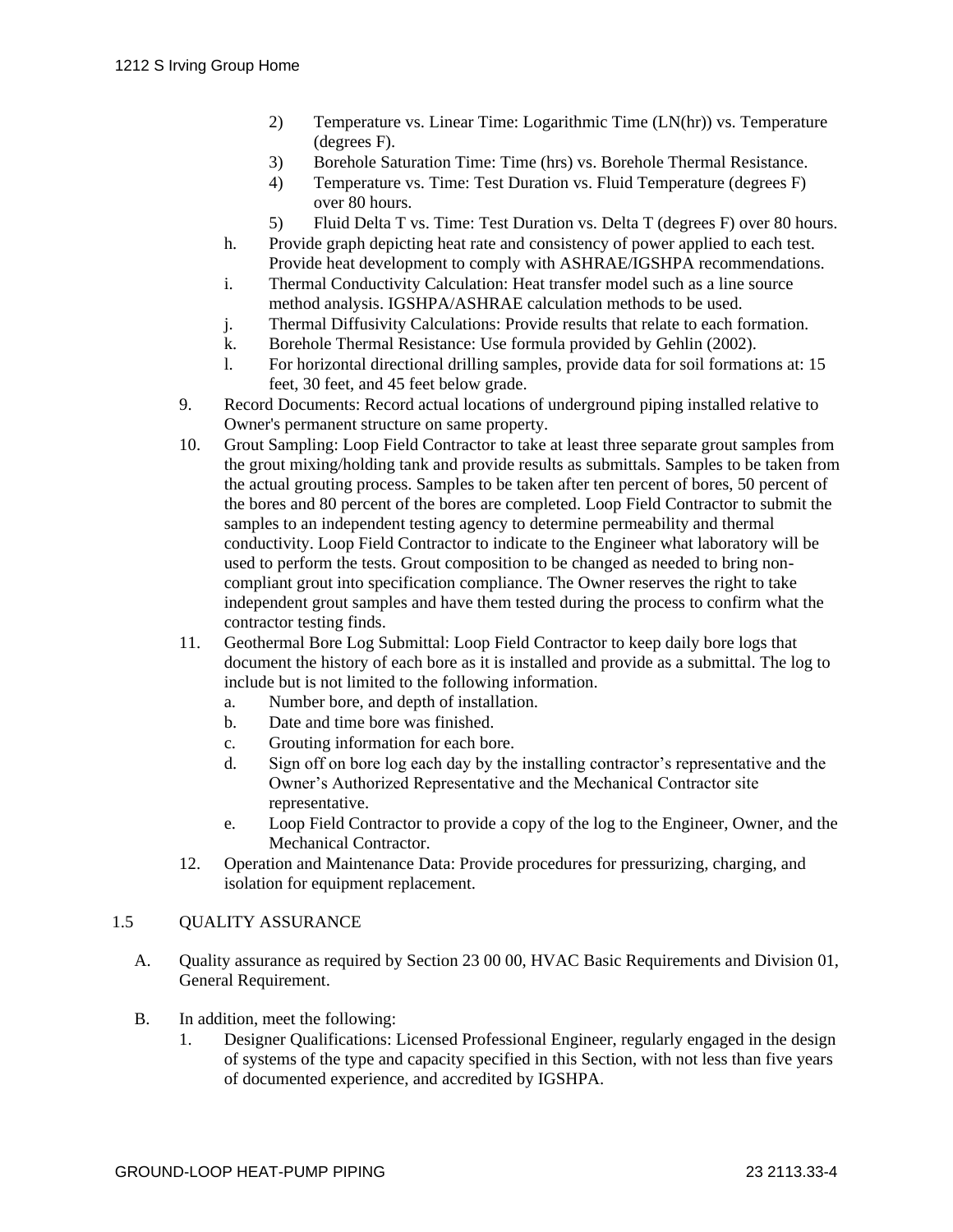2) Temperature vs. Linear Time: Logarithmic Time (LN(hr)) vs. Temperature (degrees F).
3) Borehole Saturation Time: Time (hrs) vs. Borehole Thermal Resistance.
4) Temperature vs. Time: Test Duration vs. Fluid Temperature (degrees F) over 80 hours.
5) Fluid Delta T vs. Time: Test Duration vs. Delta T (degrees F) over 80 hours.

h. Provide graph depicting heat rate and consistency of power applied to each test. Provide heat development to comply with ASHRAE/IGSHPA recommendations.
i. Thermal Conductivity Calculation: Heat transfer model such as a line source method analysis. IGSHPA/ASHRAE calculation methods to be used.
j. Thermal Diffusivity Calculations: Provide results that relate to each formation.
k. Borehole Thermal Resistance: Use formula provided by Gehlin (2002).
l. For horizontal directional drilling samples, provide data for soil formations at: 15 feet, 30 feet, and 45 feet below grade.

9. Record Documents: Record actual locations of underground piping installed relative to Owner's permanent structure on same property.
10. Grout Sampling: Loop Field Contractor to take at least three separate grout samples from the grout mixing/holding tank and provide results as submittals. Samples to be taken from the actual grouting process. Samples to be taken after ten percent of bores, 50 percent of the bores and 80 percent of the bores are completed. Loop Field Contractor to submit the samples to an independent testing agency to determine permeability and thermal conductivity. Loop Field Contractor to indicate to the Engineer what laboratory will be used to perform the tests. Grout composition to be changed as needed to bring non-compliant grout into specification compliance. The Owner reserves the right to take independent grout samples and have them tested during the process to confirm what the contractor testing finds.
11. Geothermal Bore Log Submittal: Loop Field Contractor to keep daily bore logs that document the history of each bore as it is installed and provide as a submittal. The log to include but is not limited to the following information.
    a. Number bore, and depth of installation.
    b. Date and time bore was finished.
    c. Grouting information for each bore.
    d. Sign off on bore log each day by the installing contractor's representative and the Owner's Authorized Representative and the Mechanical Contractor site representative.
    e. Loop Field Contractor to provide a copy of the log to the Engineer, Owner, and the Mechanical Contractor.
12. Operation and Maintenance Data: Provide procedures for pressurizing, charging, and isolation for equipment replacement.

## 1.5 QUALITY ASSURANCE

A. Quality assurance as required by Section 23 00 00, HVAC Basic Requirements and Division 01, General Requirement.

B. In addition, meet the following:
   1. Designer Qualifications: Licensed Professional Engineer, regularly engaged in the design of systems of the type and capacity specified in this Section, with not less than five years of documented experience, and accredited by IGSHPA.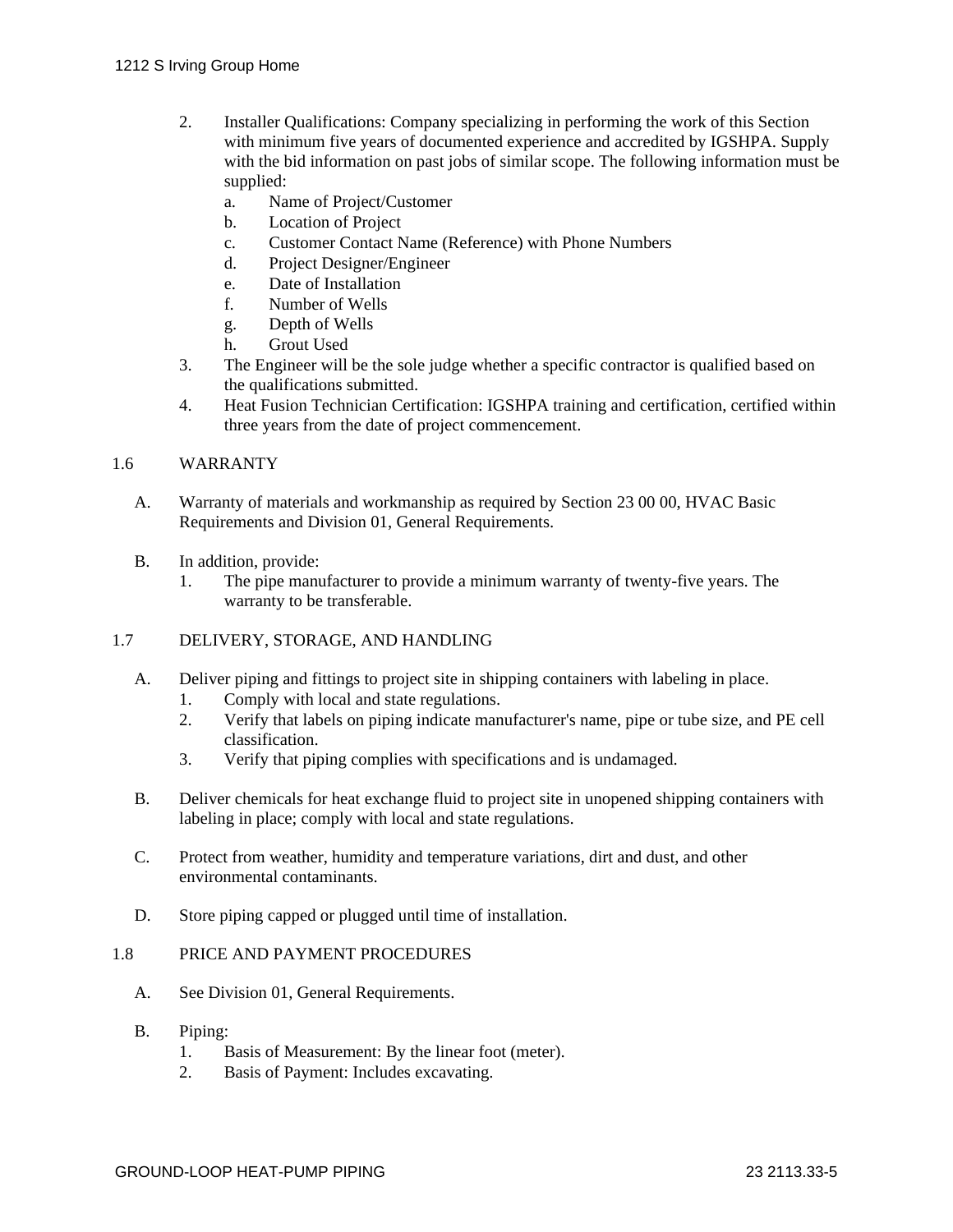2. Installer Qualifications: Company specializing in performing the work of this Section with minimum five years of documented experience and accredited by IGSHPA. Supply with the bid information on past jobs of similar scope. The following information must be supplied:
    a. Name of Project/Customer
    b. Location of Project
    c. Customer Contact Name (Reference) with Phone Numbers
    d. Project Designer/Engineer
    e. Date of Installation
    f. Number of Wells
    g. Depth of Wells
    h. Grout Used
3. The Engineer will be the sole judge whether a specific contractor is qualified based on the qualifications submitted.
4. Heat Fusion Technician Certification: IGSHPA training and certification, certified within three years from the date of project commencement.

## 1.6 WARRANTY

A. Warranty of materials and workmanship as required by Section 23 00 00, HVAC Basic Requirements and Division 01, General Requirements.

B. In addition, provide:
    1. The pipe manufacturer to provide a minimum warranty of twenty-five years. The warranty to be transferable.

## 1.7 DELIVERY, STORAGE, AND HANDLING

A. Deliver piping and fittings to project site in shipping containers with labeling in place.
    1. Comply with local and state regulations.
    2. Verify that labels on piping indicate manufacturer's name, pipe or tube size, and PE cell classification.
    3. Verify that piping complies with specifications and is undamaged.

B. Deliver chemicals for heat exchange fluid to project site in unopened shipping containers with labeling in place; comply with local and state regulations.

C. Protect from weather, humidity and temperature variations, dirt and dust, and other environmental contaminants.

D. Store piping capped or plugged until time of installation.

## 1.8 PRICE AND PAYMENT PROCEDURES

A. See Division 01, General Requirements.

B. Piping:
    1. Basis of Measurement: By the linear foot (meter).
    2. Basis of Payment: Includes excavating.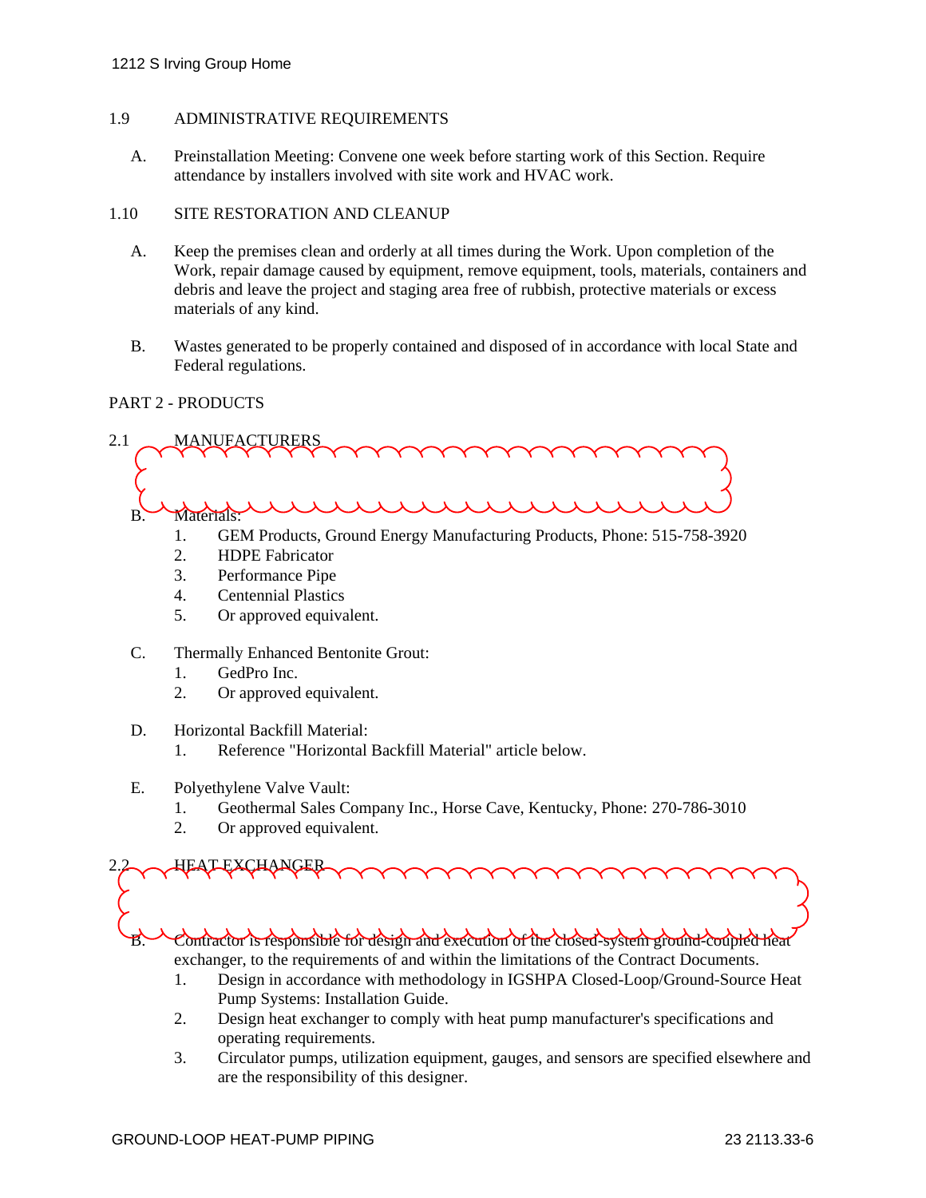## 1.9 ADMINISTRATIVE REQUIREMENTS

A. Preinstallation Meeting: Convene one week before starting work of this Section. Require attendance by installers involved with site work and HVAC work.

## 1.10 SITE RESTORATION AND CLEANUP

A. Keep the premises clean and orderly at all times during the Work. Upon completion of the Work, repair damage caused by equipment, remove equipment, tools, materials, containers and debris and leave the project and staging area free of rubbish, protective materials or excess materials of any kind.

B. Wastes generated to be properly contained and disposed of in accordance with local State and Federal regulations.

# PART 2 - PRODUCTS

## 2.1 MANUFACTURERS

B. Materials:
   1. GEM Products, Ground Energy Manufacturing Products, Phone: 515-758-3920
   2. HDPE Fabricator
   3. Performance Pipe
   4. Centennial Plastics
   5. Or approved equivalent.

C. Thermally Enhanced Bentonite Grout:
   1. GedPro Inc.
   2. Or approved equivalent.

D. Horizontal Backfill Material:
   1. Reference "Horizontal Backfill Material" article below.

E. Polyethylene Valve Vault:
   1. Geothermal Sales Company Inc., Horse Cave, Kentucky, Phone: 270-786-3010
   2. Or approved equivalent.

## 2.2 HEAT EXCHANGER

B. Contractor is responsible for design and execution of the closed-system ground-coupled heat exchanger, to the requirements of and within the limitations of the Contract Documents.
   1. Design in accordance with methodology in IGSHPA Closed-Loop/Ground-Source Heat Pump Systems: Installation Guide.
   2. Design heat exchanger to comply with heat pump manufacturer's specifications and operating requirements.
   3. Circulator pumps, utilization equipment, gauges, and sensors are specified elsewhere and are the responsibility of this designer.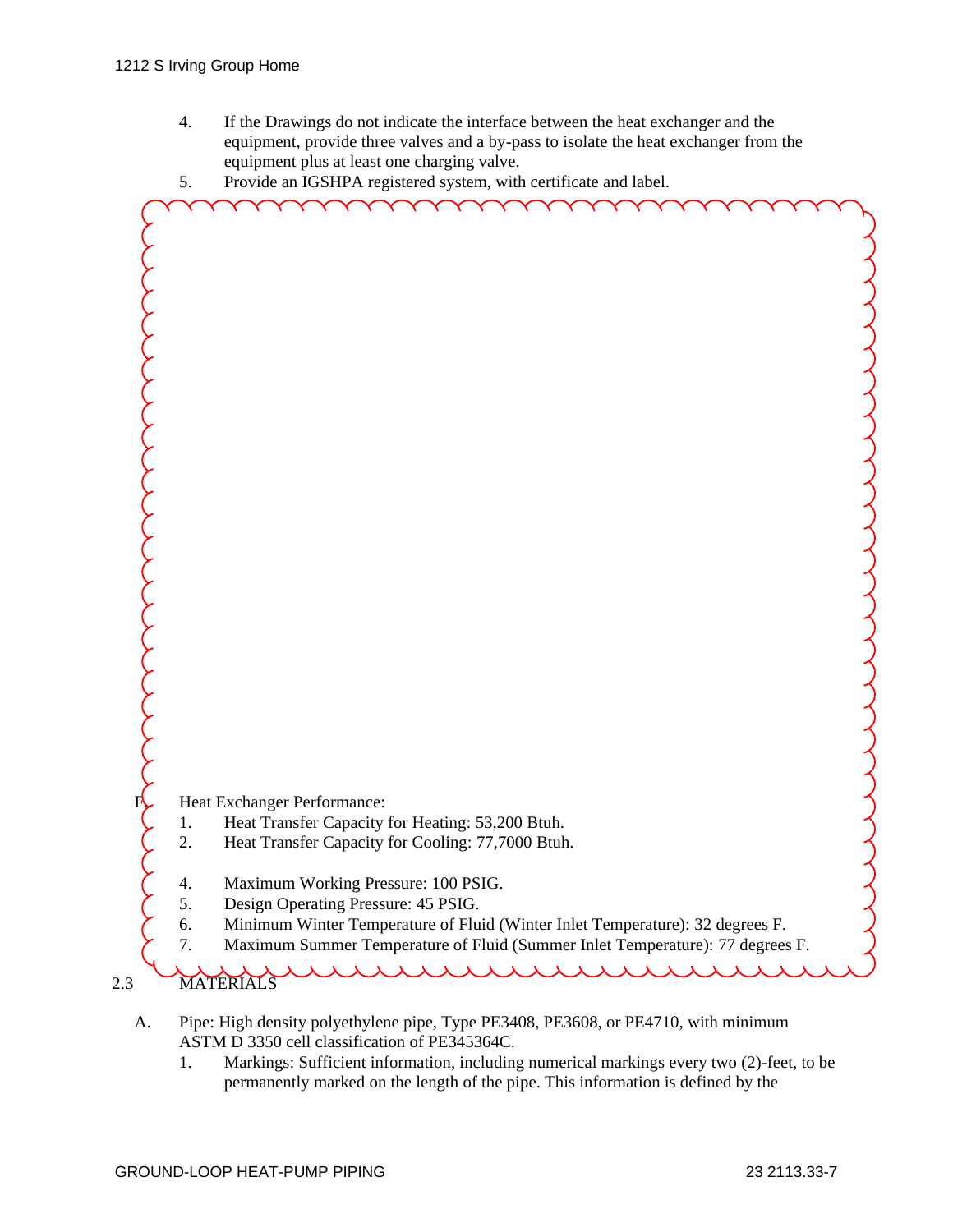4. If the Drawings do not indicate the interface between the heat exchanger and the equipment, provide three valves and a by-pass to isolate the heat exchanger from the equipment plus at least one charging valve.
5. Provide an IGSHPA registered system, with certificate and label.

F. Heat Exchanger Performance:
   1. Heat Transfer Capacity for Heating: 53,200 Btuh.
   2. Heat Transfer Capacity for Cooling: 77,7000 Btuh.

   4. Maximum Working Pressure: 100 PSIG.
   5. Design Operating Pressure: 45 PSIG.
   6. Minimum Winter Temperature of Fluid (Winter Inlet Temperature): 32 degrees F.
   7. Maximum Summer Temperature of Fluid (Summer Inlet Temperature): 77 degrees F.

## 2.3 MATERIALS

A. Pipe: High density polyethylene pipe, Type PE3408, PE3608, or PE4710, with minimum ASTM D 3350 cell classification of PE345364C.
   1. Markings: Sufficient information, including numerical markings every two (2)-feet, to be permanently marked on the length of the pipe. This information is defined by the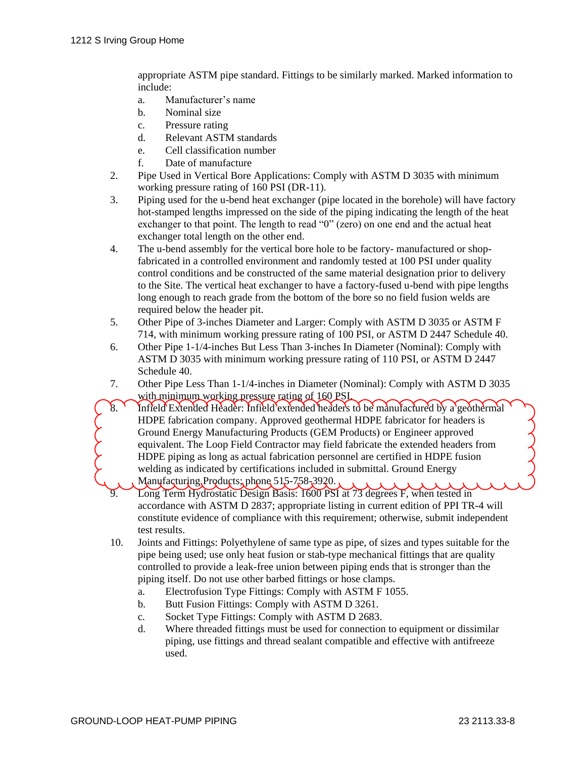appropriate ASTM pipe standard. Fittings to be similarly marked. Marked information to include:

   a. Manufacturer's name
   b. Nominal size
   c. Pressure rating
   d. Relevant ASTM standards
   e. Cell classification number
   f. Date of manufacture

2. Pipe Used in Vertical Bore Applications: Comply with ASTM D 3035 with minimum working pressure rating of 160 PSI (DR-11).
3. Piping used for the u-bend heat exchanger (pipe located in the borehole) will have factory hot-stamped lengths impressed on the side of the piping indicating the length of the heat exchanger to that point. The length to read "0" (zero) on one end and the actual heat exchanger total length on the other end.
4. The u-bend assembly for the vertical bore hole to be factory- manufactured or shop-fabricated in a controlled environment and randomly tested at 100 PSI under quality control conditions and be constructed of the same material designation prior to delivery to the Site. The vertical heat exchanger to have a factory-fused u-bend with pipe lengths long enough to reach grade from the bottom of the bore so no field fusion welds are required below the header pit.
5. Other Pipe of 3-inches Diameter and Larger: Comply with ASTM D 3035 or ASTM F 714, with minimum working pressure rating of 100 PSI, or ASTM D 2447 Schedule 40.
6. Other Pipe 1-1/4-inches But Less Than 3-inches In Diameter (Nominal): Comply with ASTM D 3035 with minimum working pressure rating of 110 PSI, or ASTM D 2447 Schedule 40.
7. Other Pipe Less Than 1-1/4-inches in Diameter (Nominal): Comply with ASTM D 3035 with minimum working pressure rating of 160 PSI.
8. Infield Extended Header: Infield extended headers to be manufactured by a geothermal HDPE fabrication company. Approved geothermal HDPE fabricator for headers is Ground Energy Manufacturing Products (GEM Products) or Engineer approved equivalent. The Loop Field Contractor may field fabricate the extended headers from HDPE piping as long as actual fabrication personnel are certified in HDPE fusion welding as indicated by certifications included in submittal. Ground Energy Manufacturing Products; phone 515-758-3920.
9. Long Term Hydrostatic Design Basis: 1600 PSI at 73 degrees F, when tested in accordance with ASTM D 2837; appropriate listing in current edition of PPI TR-4 will constitute evidence of compliance with this requirement; otherwise, submit independent test results.
10. Joints and Fittings: Polyethylene of same type as pipe, of sizes and types suitable for the pipe being used; use only heat fusion or stab-type mechanical fittings that are quality controlled to provide a leak-free union between piping ends that is stronger than the piping itself. Do not use other barbed fittings or hose clamps.

    a. Electrofusion Type Fittings: Comply with ASTM F 1055.
    b. Butt Fusion Fittings: Comply with ASTM D 3261.
    c. Socket Type Fittings: Comply with ASTM D 2683.
    d. Where threaded fittings must be used for connection to equipment or dissimilar piping, use fittings and thread sealant compatible and effective with antifreeze used.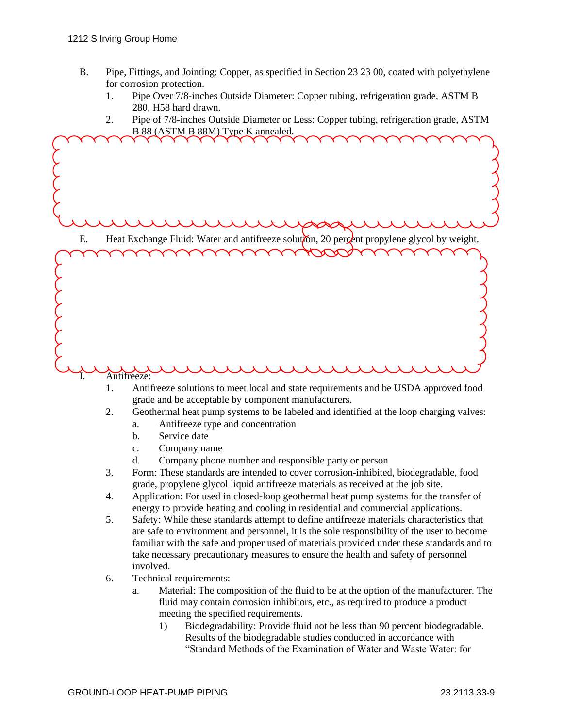B. Pipe, Fittings, and Jointing: Copper, as specified in Section 23 23 00, coated with polyethylene for corrosion protection.

1. Pipe Over 7/8-inches Outside Diameter: Copper tubing, refrigeration grade, ASTM B 280, H58 hard drawn.
2. Pipe of 7/8-inches Outside Diameter or Less: Copper tubing, refrigeration grade, ASTM B 88 (ASTM B 88M) Type K annealed.

E. Heat Exchange Fluid: Water and antifreeze solution, 20 percent propylene glycol by weight.

I. Antifreeze:

1. Antifreeze solutions to meet local and state requirements and be USDA approved food grade and be acceptable by component manufacturers.
2. Geothermal heat pump systems to be labeled and identified at the loop charging valves:
   a. Antifreeze type and concentration
   b. Service date
   c. Company name
   d. Company phone number and responsible party or person
3. Form: These standards are intended to cover corrosion-inhibited, biodegradable, food grade, propylene glycol liquid antifreeze materials as received at the job site.
4. Application: For used in closed-loop geothermal heat pump systems for the transfer of energy to provide heating and cooling in residential and commercial applications.
5. Safety: While these standards attempt to define antifreeze materials characteristics that are safe to environment and personnel, it is the sole responsibility of the user to become familiar with the safe and proper used of materials provided under these standards and to take necessary precautionary measures to ensure the health and safety of personnel involved.
6. Technical requirements:
   a. Material: The composition of the fluid to be at the option of the manufacturer. The fluid may contain corrosion inhibitors, etc., as required to produce a product meeting the specified requirements.
      1) Biodegradability: Provide fluid not be less than 90 percent biodegradable. Results of the biodegradable studies conducted in accordance with “Standard Methods of the Examination of Water and Waste Water: for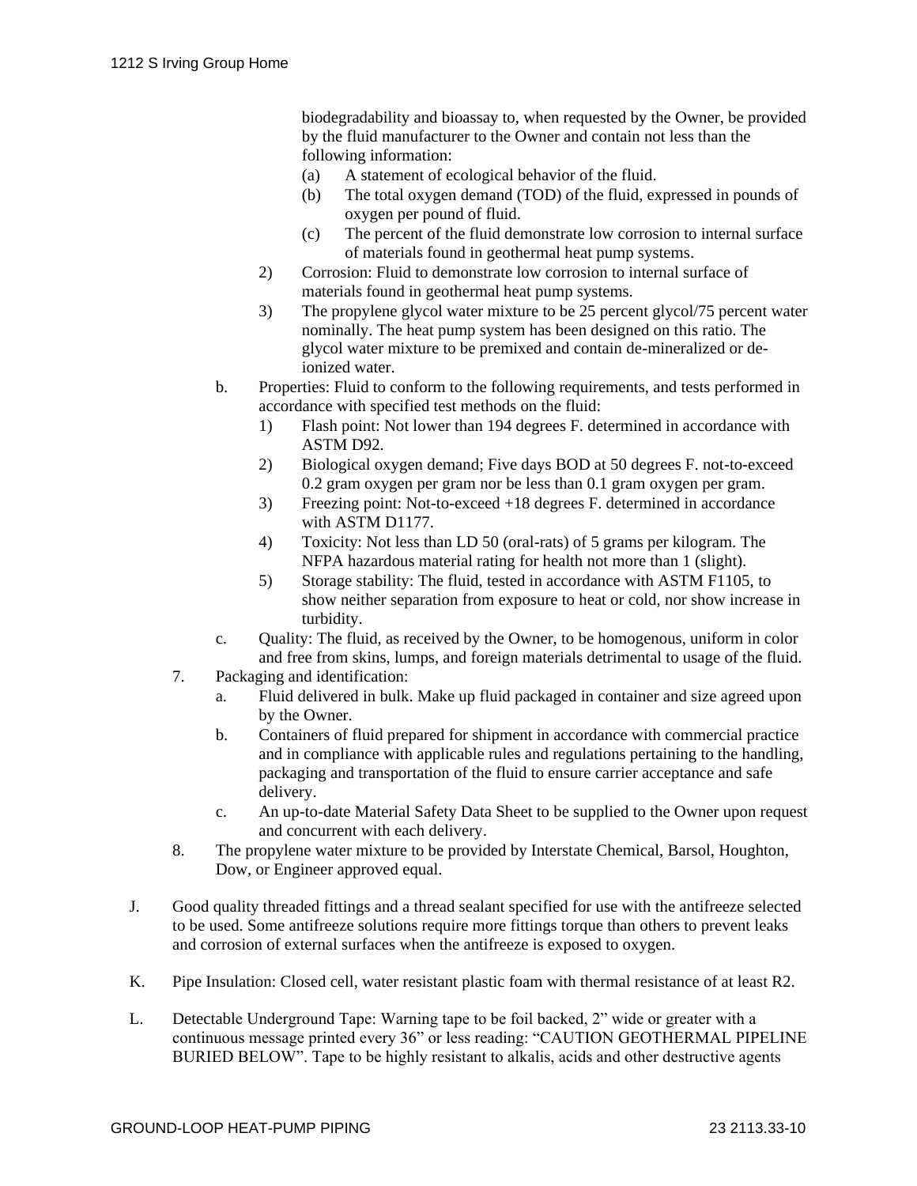biodegradability and bioassay to, when requested by the Owner, be provided by the fluid manufacturer to the Owner and contain not less than the following information:

(a) A statement of ecological behavior of the fluid.

(b) The total oxygen demand (TOD) of the fluid, expressed in pounds of oxygen per pound of fluid.

(c) The percent of the fluid demonstrate low corrosion to internal surface of materials found in geothermal heat pump systems.

2) Corrosion: Fluid to demonstrate low corrosion to internal surface of materials found in geothermal heat pump systems.

3) The propylene glycol water mixture to be 25 percent glycol/75 percent water nominally. The heat pump system has been designed on this ratio. The glycol water mixture to be premixed and contain de-mineralized or de-ionized water.

b. Properties: Fluid to conform to the following requirements, and tests performed in accordance with specified test methods on the fluid:

1) Flash point: Not lower than 194 degrees F. determined in accordance with ASTM D92.

2) Biological oxygen demand; Five days BOD at 50 degrees F. not-to-exceed 0.2 gram oxygen per gram nor be less than 0.1 gram oxygen per gram.

3) Freezing point: Not-to-exceed +18 degrees F. determined in accordance with ASTM D1177.

4) Toxicity: Not less than LD 50 (oral-rats) of 5 grams per kilogram. The NFPA hazardous material rating for health not more than 1 (slight).

5) Storage stability: The fluid, tested in accordance with ASTM F1105, to show neither separation from exposure to heat or cold, nor show increase in turbidity.

c. Quality: The fluid, as received by the Owner, to be homogenous, uniform in color and free from skins, lumps, and foreign materials detrimental to usage of the fluid.

7. Packaging and identification:

a. Fluid delivered in bulk. Make up fluid packaged in container and size agreed upon by the Owner.

b. Containers of fluid prepared for shipment in accordance with commercial practice and in compliance with applicable rules and regulations pertaining to the handling, packaging and transportation of the fluid to ensure carrier acceptance and safe delivery.

c. An up-to-date Material Safety Data Sheet to be supplied to the Owner upon request and concurrent with each delivery.

8. The propylene water mixture to be provided by Interstate Chemical, Barsol, Houghton, Dow, or Engineer approved equal.

J. Good quality threaded fittings and a thread sealant specified for use with the antifreeze selected to be used. Some antifreeze solutions require more fittings torque than others to prevent leaks and corrosion of external surfaces when the antifreeze is exposed to oxygen.

K. Pipe Insulation: Closed cell, water resistant plastic foam with thermal resistance of at least R2.

L. Detectable Underground Tape: Warning tape to be foil backed, 2" wide or greater with a continuous message printed every 36" or less reading: "CAUTION GEOTHERMAL PIPELINE BURIED BELOW". Tape to be highly resistant to alkalis, acids and other destructive agents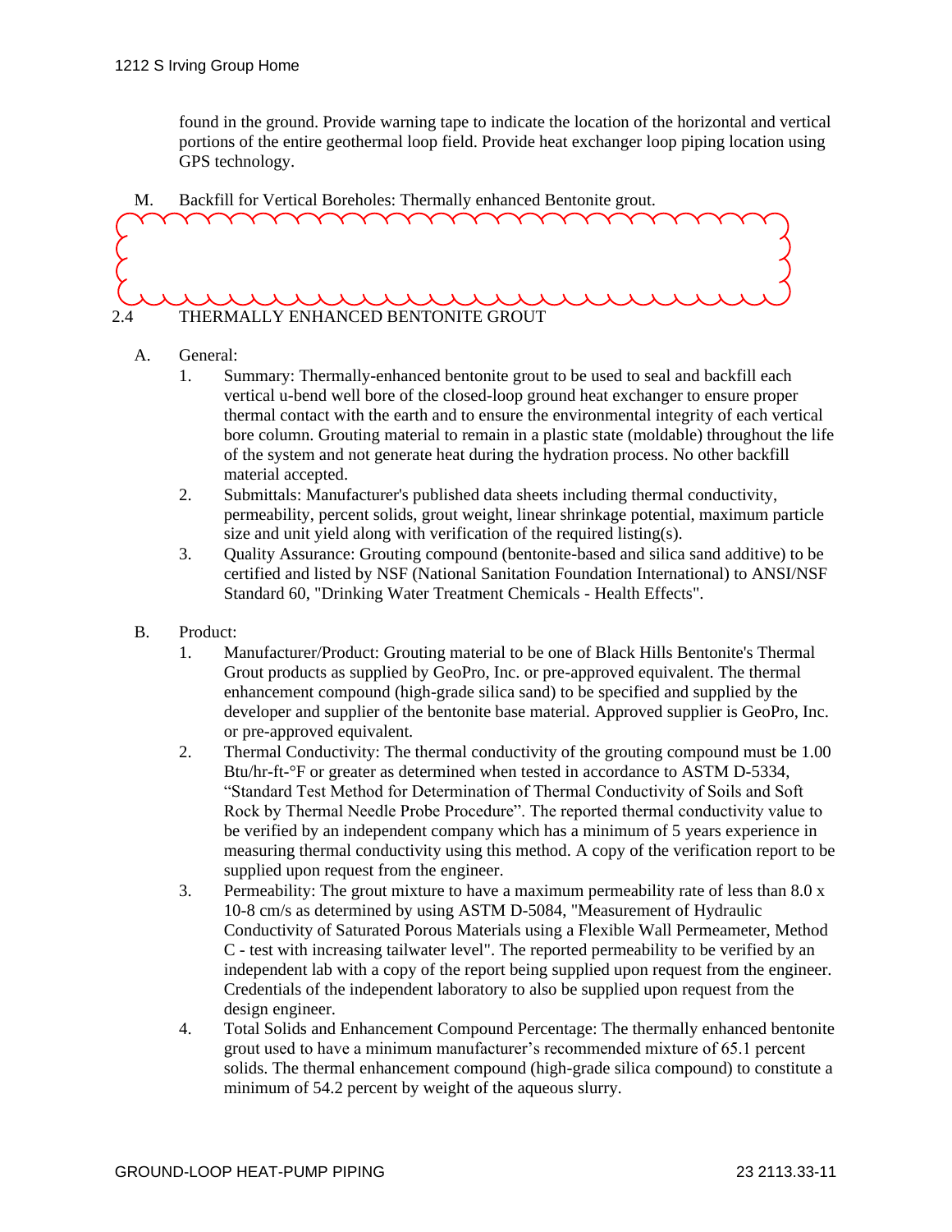found in the ground. Provide warning tape to indicate the location of the horizontal and vertical portions of the entire geothermal loop field. Provide heat exchanger loop piping location using GPS technology.

M. Backfill for Vertical Boreholes: Thermally enhanced Bentonite grout.

## 2.4 THERMALLY ENHANCED BENTONITE GROUT

A. General:

1. Summary: Thermally-enhanced bentonite grout to be used to seal and backfill each vertical u-bend well bore of the closed-loop ground heat exchanger to ensure proper thermal contact with the earth and to ensure the environmental integrity of each vertical bore column. Grouting material to remain in a plastic state (moldable) throughout the life of the system and not generate heat during the hydration process. No other backfill material accepted.
2. Submittals: Manufacturer's published data sheets including thermal conductivity, permeability, percent solids, grout weight, linear shrinkage potential, maximum particle size and unit yield along with verification of the required listing(s).
3. Quality Assurance: Grouting compound (bentonite-based and silica sand additive) to be certified and listed by NSF (National Sanitation Foundation International) to ANSI/NSF Standard 60, "Drinking Water Treatment Chemicals - Health Effects".

B. Product:

1. Manufacturer/Product: Grouting material to be one of Black Hills Bentonite's Thermal Grout products as supplied by GeoPro, Inc. or pre-approved equivalent. The thermal enhancement compound (high-grade silica sand) to be specified and supplied by the developer and supplier of the bentonite base material. Approved supplier is GeoPro, Inc. or pre-approved equivalent.
2. Thermal Conductivity: The thermal conductivity of the grouting compound must be 1.00 Btu/hr-ft-°F or greater as determined when tested in accordance to ASTM D-5334, “Standard Test Method for Determination of Thermal Conductivity of Soils and Soft Rock by Thermal Needle Probe Procedure”. The reported thermal conductivity value to be verified by an independent company which has a minimum of 5 years experience in measuring thermal conductivity using this method. A copy of the verification report to be supplied upon request from the engineer.
3. Permeability: The grout mixture to have a maximum permeability rate of less than 8.0 x 10-8 cm/s as determined by using ASTM D-5084, "Measurement of Hydraulic Conductivity of Saturated Porous Materials using a Flexible Wall Permeameter, Method C - test with increasing tailwater level". The reported permeability to be verified by an independent lab with a copy of the report being supplied upon request from the engineer. Credentials of the independent laboratory to also be supplied upon request from the design engineer.
4. Total Solids and Enhancement Compound Percentage: The thermally enhanced bentonite grout used to have a minimum manufacturer’s recommended mixture of 65.1 percent solids. The thermal enhancement compound (high-grade silica compound) to constitute a minimum of 54.2 percent by weight of the aqueous slurry.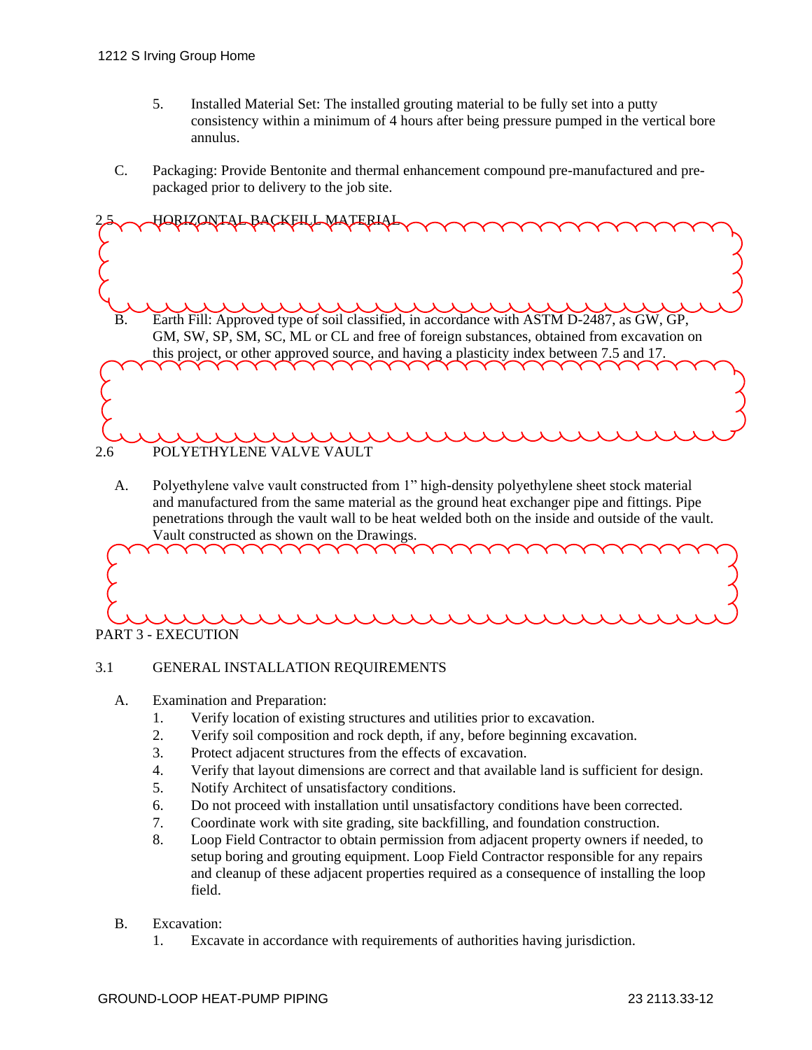5. Installed Material Set: The installed grouting material to be fully set into a putty consistency within a minimum of 4 hours after being pressure pumped in the vertical bore annulus.

C. Packaging: Provide Bentonite and thermal enhancement compound pre-manufactured and pre-packaged prior to delivery to the job site.

2.5 HORIZONTAL BACKFILL MATERIAL

B. Earth Fill: Approved type of soil classified, in accordance with ASTM D-2487, as GW, GP, GM, SW, SP, SM, SC, ML or CL and free of foreign substances, obtained from excavation on this project, or other approved source, and having a plasticity index between 7.5 and 17.

2.6 POLYETHYLENE VALVE VAULT

A. Polyethylene valve vault constructed from 1" high-density polyethylene sheet stock material and manufactured from the same material as the ground heat exchanger pipe and fittings. Pipe penetrations through the vault wall to be heat welded both on the inside and outside of the vault. Vault constructed as shown on the Drawings.

PART 3 - EXECUTION

3.1 GENERAL INSTALLATION REQUIREMENTS

A. Examination and Preparation:
   1. Verify location of existing structures and utilities prior to excavation.
   2. Verify soil composition and rock depth, if any, before beginning excavation.
   3. Protect adjacent structures from the effects of excavation.
   4. Verify that layout dimensions are correct and that available land is sufficient for design.
   5. Notify Architect of unsatisfactory conditions.
   6. Do not proceed with installation until unsatisfactory conditions have been corrected.
   7. Coordinate work with site grading, site backfilling, and foundation construction.
   8. Loop Field Contractor to obtain permission from adjacent property owners if needed, to setup boring and grouting equipment. Loop Field Contractor responsible for any repairs and cleanup of these adjacent properties required as a consequence of installing the loop field.

B. Excavation:
   1. Excavate in accordance with requirements of authorities having jurisdiction.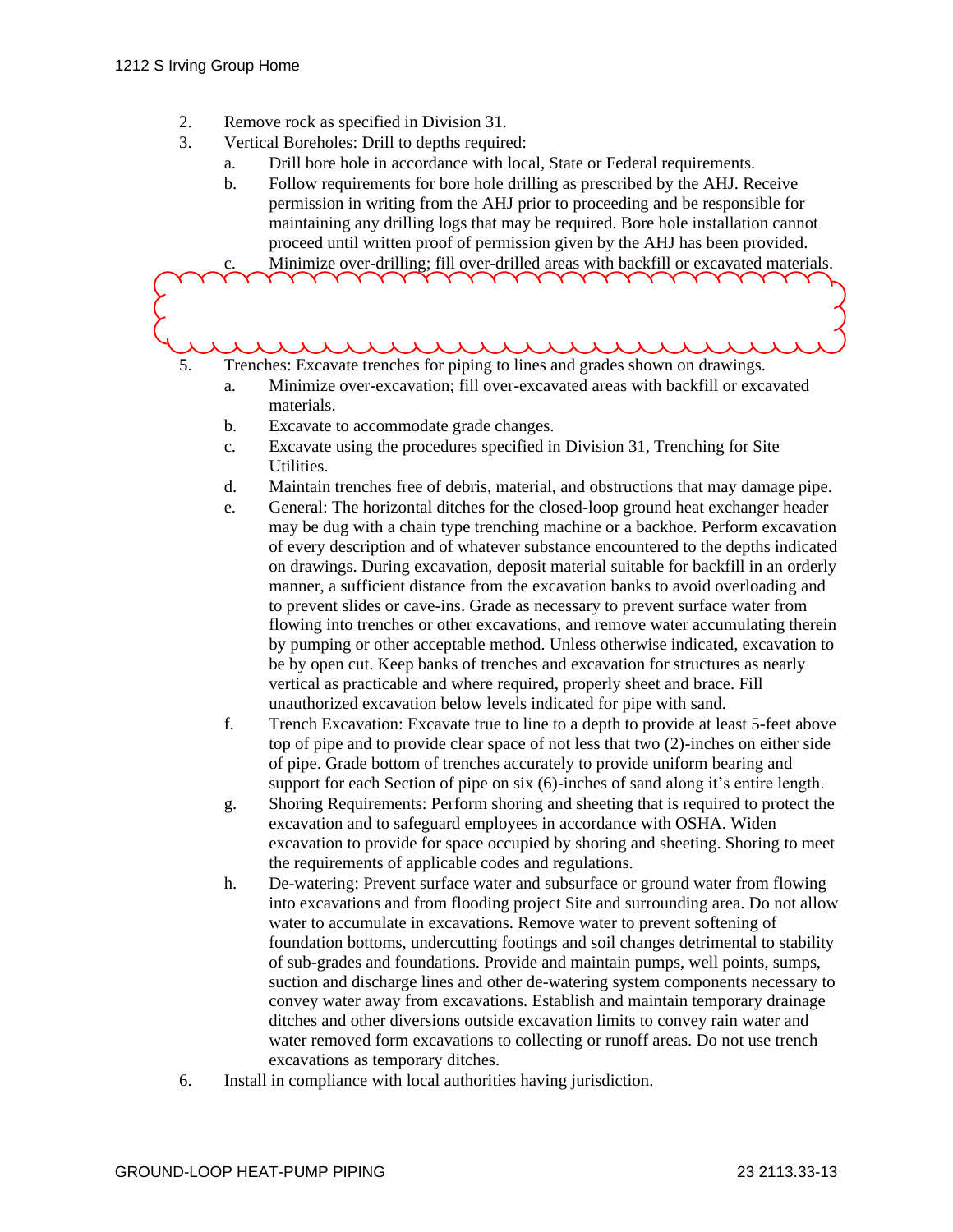2. Remove rock as specified in Division 31.
3. Vertical Boreholes: Drill to depths required:
   a. Drill bore hole in accordance with local, State or Federal requirements.
   b. Follow requirements for bore hole drilling as prescribed by the AHJ. Receive permission in writing from the AHJ prior to proceeding and be responsible for maintaining any drilling logs that may be required. Bore hole installation cannot proceed until written proof of permission given by the AHJ has been provided.
   c. Minimize over-drilling; fill over-drilled areas with backfill or excavated materials.
5. Trenches: Excavate trenches for piping to lines and grades shown on drawings.
   a. Minimize over-excavation; fill over-excavated areas with backfill or excavated materials.
   b. Excavate to accommodate grade changes.
   c. Excavate using the procedures specified in Division 31, Trenching for Site Utilities.
   d. Maintain trenches free of debris, material, and obstructions that may damage pipe.
   e. General: The horizontal ditches for the closed-loop ground heat exchanger header may be dug with a chain type trenching machine or a backhoe. Perform excavation of every description and of whatever substance encountered to the depths indicated on drawings. During excavation, deposit material suitable for backfill in an orderly manner, a sufficient distance from the excavation banks to avoid overloading and to prevent slides or cave-ins. Grade as necessary to prevent surface water from flowing into trenches or other excavations, and remove water accumulating therein by pumping or other acceptable method. Unless otherwise indicated, excavation to be by open cut. Keep banks of trenches and excavation for structures as nearly vertical as practicable and where required, properly sheet and brace. Fill unauthorized excavation below levels indicated for pipe with sand.
   f. Trench Excavation: Excavate true to line to a depth to provide at least 5-feet above top of pipe and to provide clear space of not less that two (2)-inches on either side of pipe. Grade bottom of trenches accurately to provide uniform bearing and support for each Section of pipe on six (6)-inches of sand along it's entire length.
   g. Shoring Requirements: Perform shoring and sheeting that is required to protect the excavation and to safeguard employees in accordance with OSHA. Widen excavation to provide for space occupied by shoring and sheeting. Shoring to meet the requirements of applicable codes and regulations.
   h. De-watering: Prevent surface water and subsurface or ground water from flowing into excavations and from flooding project Site and surrounding area. Do not allow water to accumulate in excavations. Remove water to prevent softening of foundation bottoms, undercutting footings and soil changes detrimental to stability of sub-grades and foundations. Provide and maintain pumps, well points, sumps, suction and discharge lines and other de-watering system components necessary to convey water away from excavations. Establish and maintain temporary drainage ditches and other diversions outside excavation limits to convey rain water and water removed form excavations to collecting or runoff areas. Do not use trench excavations as temporary ditches.
6. Install in compliance with local authorities having jurisdiction.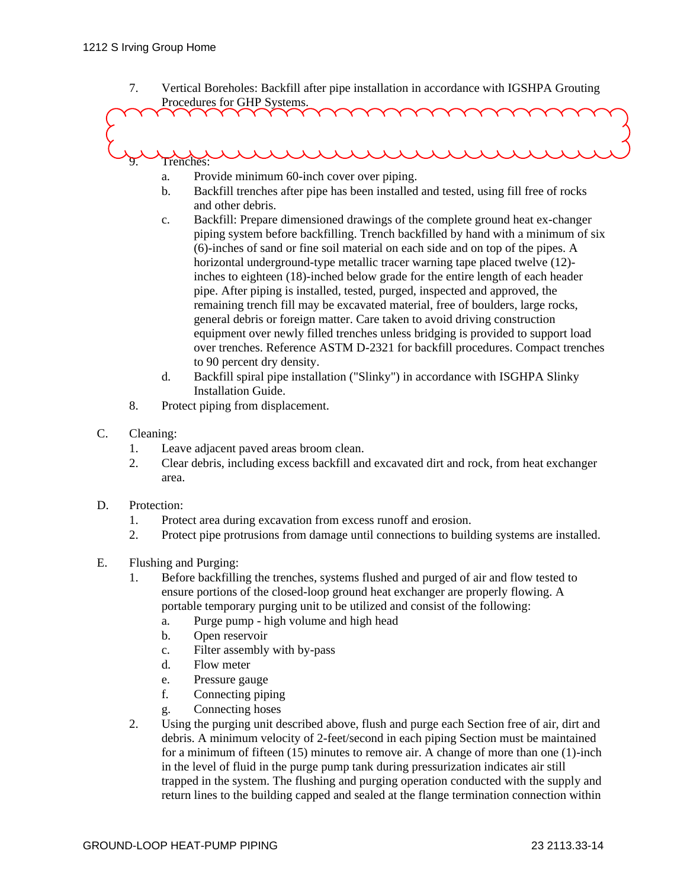7. Vertical Boreholes: Backfill after pipe installation in accordance with IGSHPA Grouting Procedures for GHP Systems.

9. Trenches:
   a. Provide minimum 60-inch cover over piping.
   b. Backfill trenches after pipe has been installed and tested, using fill free of rocks and other debris.
   c. Backfill: Prepare dimensioned drawings of the complete ground heat ex-changer piping system before backfilling. Trench backfilled by hand with a minimum of six (6)-inches of sand or fine soil material on each side and on top of the pipes. A horizontal underground-type metallic tracer warning tape placed twelve (12)-inches to eighteen (18)-inched below grade for the entire length of each header pipe. After piping is installed, tested, purged, inspected and approved, the remaining trench fill may be excavated material, free of boulders, large rocks, general debris or foreign matter. Care taken to avoid driving construction equipment over newly filled trenches unless bridging is provided to support load over trenches. Reference ASTM D-2321 for backfill procedures. Compact trenches to 90 percent dry density.
   d. Backfill spiral pipe installation ("Slinky") in accordance with ISGHPA Slinky Installation Guide.

8. Protect piping from displacement.

C. Cleaning:
   1. Leave adjacent paved areas broom clean.
   2. Clear debris, including excess backfill and excavated dirt and rock, from heat exchanger area.

D. Protection:
   1. Protect area during excavation from excess runoff and erosion.
   2. Protect pipe protrusions from damage until connections to building systems are installed.

E. Flushing and Purging:
   1. Before backfilling the trenches, systems flushed and purged of air and flow tested to ensure portions of the closed-loop ground heat exchanger are properly flowing. A portable temporary purging unit to be utilized and consist of the following:
      a. Purge pump - high volume and high head
      b. Open reservoir
      c. Filter assembly with by-pass
      d. Flow meter
      e. Pressure gauge
      f. Connecting piping
      g. Connecting hoses
   2. Using the purging unit described above, flush and purge each Section free of air, dirt and debris. A minimum velocity of 2-feet/second in each piping Section must be maintained for a minimum of fifteen (15) minutes to remove air. A change of more than one (1)-inch in the level of fluid in the purge pump tank during pressurization indicates air still trapped in the system. The flushing and purging operation conducted with the supply and return lines to the building capped and sealed at the flange termination connection within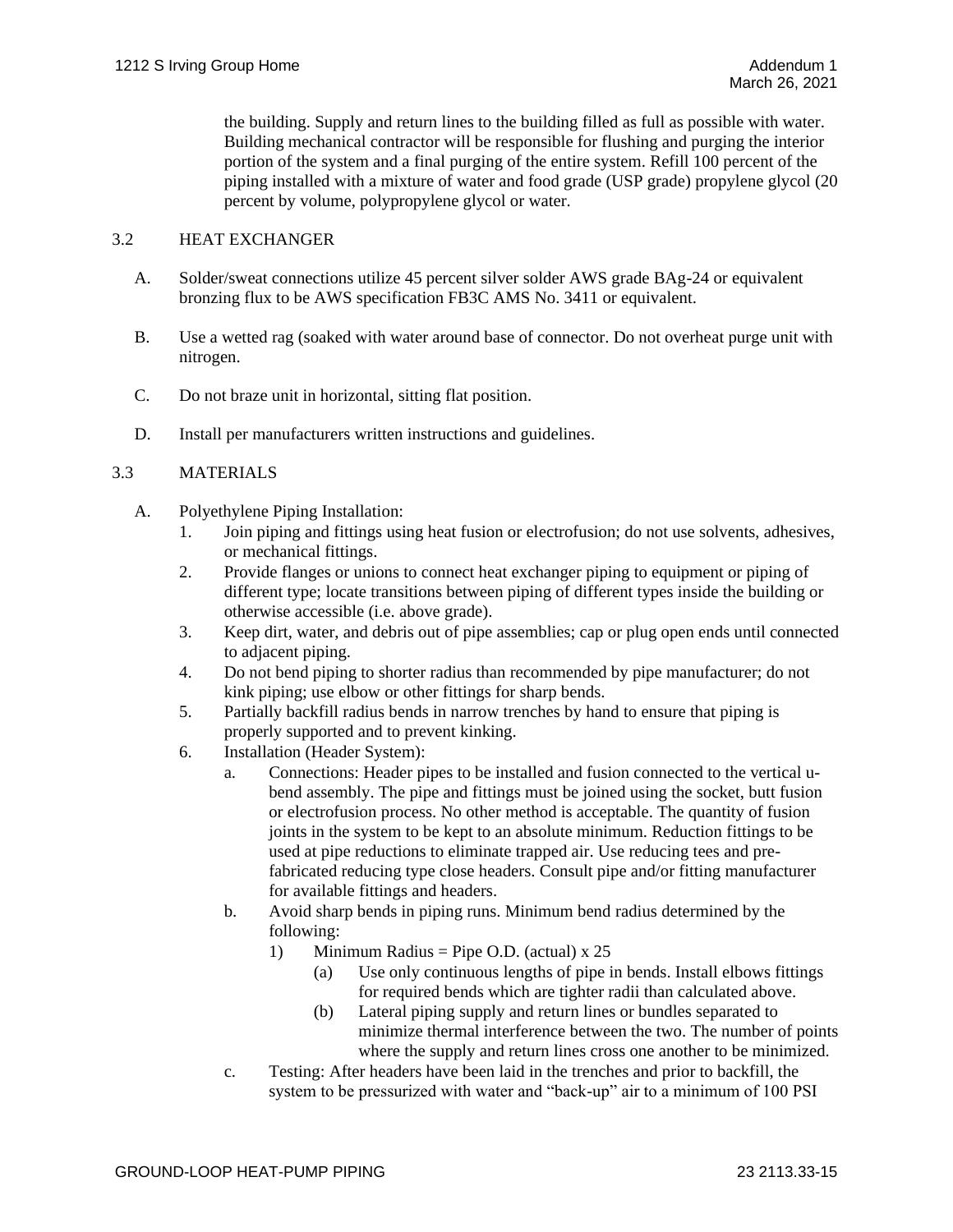the building. Supply and return lines to the building filled as full as possible with water. Building mechanical contractor will be responsible for flushing and purging the interior portion of the system and a final purging of the entire system. Refill 100 percent of the piping installed with a mixture of water and food grade (USP grade) propylene glycol (20 percent by volume, polypropylene glycol or water.

## 3.2 HEAT EXCHANGER

A. Solder/sweat connections utilize 45 percent silver solder AWS grade BAg-24 or equivalent bronzing flux to be AWS specification FB3C AMS No. 3411 or equivalent.

B. Use a wetted rag (soaked with water around base of connector. Do not overheat purge unit with nitrogen.

C. Do not braze unit in horizontal, sitting flat position.

D. Install per manufacturers written instructions and guidelines.

## 3.3 MATERIALS

A. Polyethylene Piping Installation:
   1. Join piping and fittings using heat fusion or electrofusion; do not use solvents, adhesives, or mechanical fittings.
   2. Provide flanges or unions to connect heat exchanger piping to equipment or piping of different type; locate transitions between piping of different types inside the building or otherwise accessible (i.e. above grade).
   3. Keep dirt, water, and debris out of pipe assemblies; cap or plug open ends until connected to adjacent piping.
   4. Do not bend piping to shorter radius than recommended by pipe manufacturer; do not kink piping; use elbow or other fittings for sharp bends.
   5. Partially backfill radius bends in narrow trenches by hand to ensure that piping is properly supported and to prevent kinking.
   6. Installation (Header System):
      a. Connections: Header pipes to be installed and fusion connected to the vertical u-bend assembly. The pipe and fittings must be joined using the socket, butt fusion or electrofusion process. No other method is acceptable. The quantity of fusion joints in the system to be kept to an absolute minimum. Reduction fittings to be used at pipe reductions to eliminate trapped air. Use reducing tees and pre-fabricated reducing type close headers. Consult pipe and/or fitting manufacturer for available fittings and headers.
      b. Avoid sharp bends in piping runs. Minimum bend radius determined by the following:
         1) Minimum Radius = Pipe O.D. (actual) x 25
            (a) Use only continuous lengths of pipe in bends. Install elbows fittings for required bends which are tighter radii than calculated above.
            (b) Lateral piping supply and return lines or bundles separated to minimize thermal interference between the two. The number of points where the supply and return lines cross one another to be minimized.
      c. Testing: After headers have been laid in the trenches and prior to backfill, the system to be pressurized with water and "back-up" air to a minimum of 100 PSI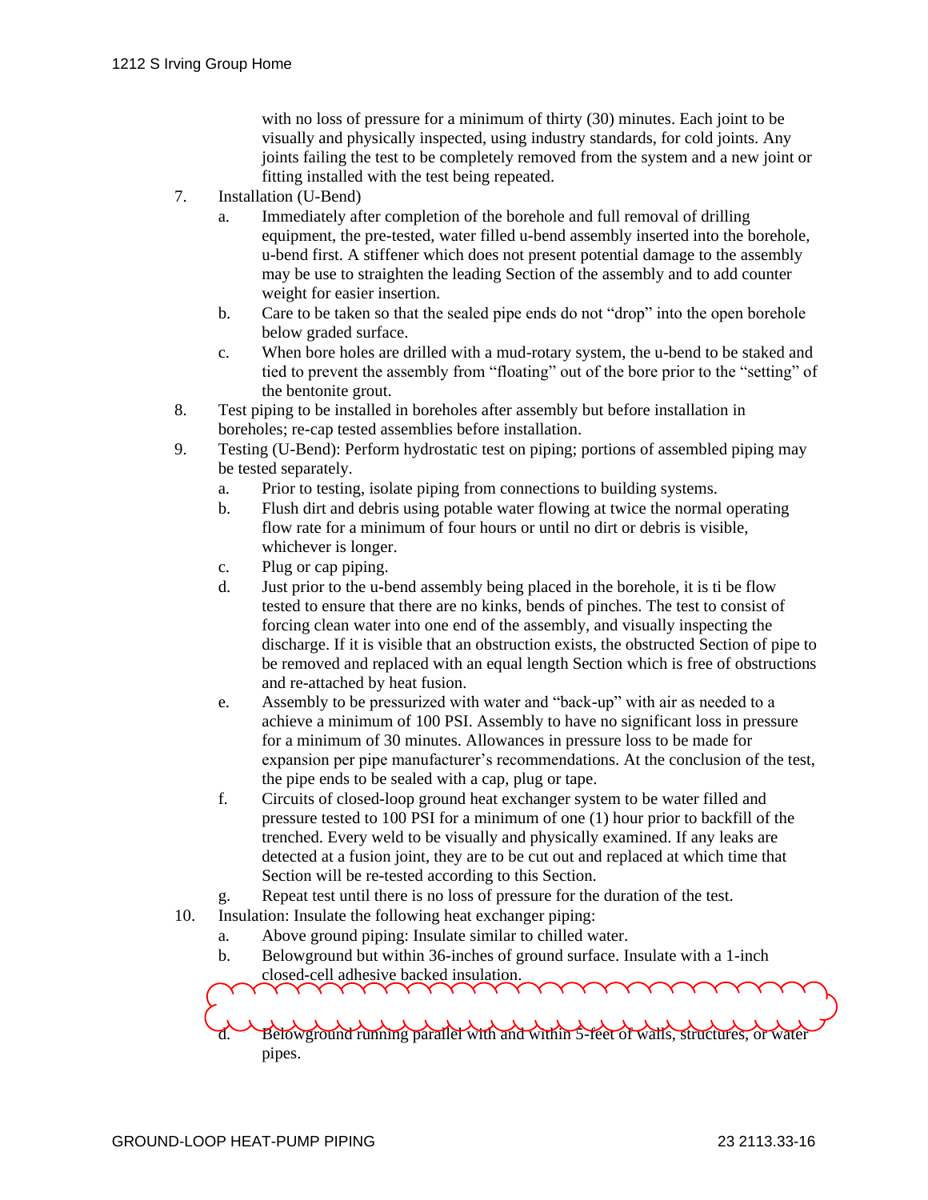with no loss of pressure for a minimum of thirty (30) minutes. Each joint to be visually and physically inspected, using industry standards, for cold joints. Any joints failing the test to be completely removed from the system and a new joint or fitting installed with the test being repeated.

7. Installation (U-Bend)
   a. Immediately after completion of the borehole and full removal of drilling equipment, the pre-tested, water filled u-bend assembly inserted into the borehole, u-bend first. A stiffener which does not present potential damage to the assembly may be use to straighten the leading Section of the assembly and to add counter weight for easier insertion.
   b. Care to be taken so that the sealed pipe ends do not "drop" into the open borehole below graded surface.
   c. When bore holes are drilled with a mud-rotary system, the u-bend to be staked and tied to prevent the assembly from "floating" out of the bore prior to the "setting" of the bentonite grout.
8. Test piping to be installed in boreholes after assembly but before installation in boreholes; re-cap tested assemblies before installation.
9. Testing (U-Bend): Perform hydrostatic test on piping; portions of assembled piping may be tested separately.
   a. Prior to testing, isolate piping from connections to building systems.
   b. Flush dirt and debris using potable water flowing at twice the normal operating flow rate for a minimum of four hours or until no dirt or debris is visible, whichever is longer.
   c. Plug or cap piping.
   d. Just prior to the u-bend assembly being placed in the borehole, it is ti be flow tested to ensure that there are no kinks, bends of pinches. The test to consist of forcing clean water into one end of the assembly, and visually inspecting the discharge. If it is visible that an obstruction exists, the obstructed Section of pipe to be removed and replaced with an equal length Section which is free of obstructions and re-attached by heat fusion.
   e. Assembly to be pressurized with water and "back-up" with air as needed to a achieve a minimum of 100 PSI. Assembly to have no significant loss in pressure for a minimum of 30 minutes. Allowances in pressure loss to be made for expansion per pipe manufacturer's recommendations. At the conclusion of the test, the pipe ends to be sealed with a cap, plug or tape.
   f. Circuits of closed-loop ground heat exchanger system to be water filled and pressure tested to 100 PSI for a minimum of one (1) hour prior to backfill of the trenched. Every weld to be visually and physically examined. If any leaks are detected at a fusion joint, they are to be cut out and replaced at which time that Section will be re-tested according to this Section.
   g. Repeat test until there is no loss of pressure for the duration of the test.
10. Insulation: Insulate the following heat exchanger piping:
    a. Above ground piping: Insulate similar to chilled water.
    b. Belowground but within 36-inches of ground surface. Insulate with a 1-inch closed-cell adhesive backed insulation.
    d. Belowground running parallel with and within 5-feet of walls, structures, or water pipes.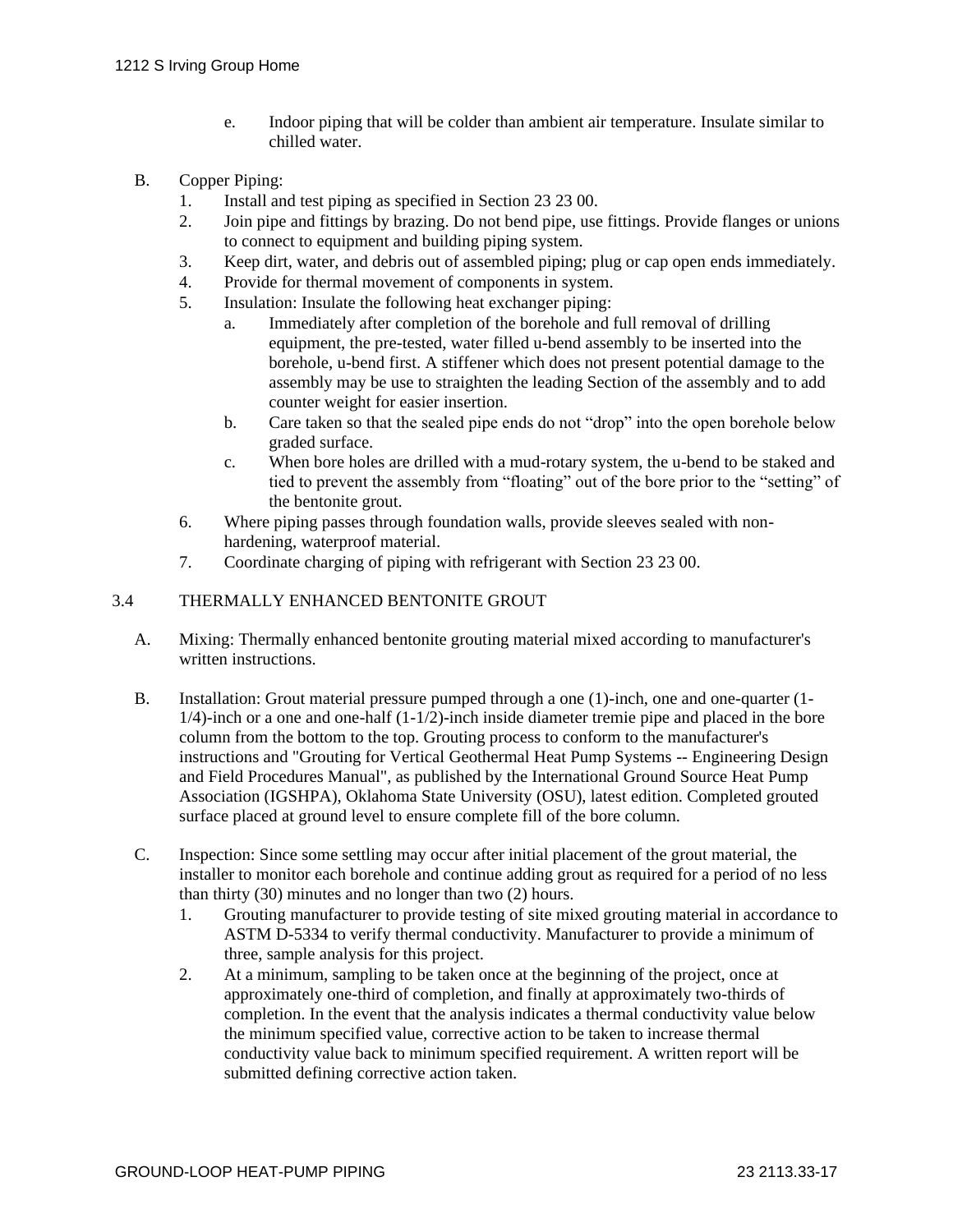e. Indoor piping that will be colder than ambient air temperature. Insulate similar to chilled water.

B. Copper Piping:
   1. Install and test piping as specified in Section 23 23 00.
   2. Join pipe and fittings by brazing. Do not bend pipe, use fittings. Provide flanges or unions to connect to equipment and building piping system.
   3. Keep dirt, water, and debris out of assembled piping; plug or cap open ends immediately.
   4. Provide for thermal movement of components in system.
   5. Insulation: Insulate the following heat exchanger piping:
      a. Immediately after completion of the borehole and full removal of drilling equipment, the pre-tested, water filled u-bend assembly to be inserted into the borehole, u-bend first. A stiffener which does not present potential damage to the assembly may be use to straighten the leading Section of the assembly and to add counter weight for easier insertion.
      b. Care taken so that the sealed pipe ends do not "drop" into the open borehole below graded surface.
      c. When bore holes are drilled with a mud-rotary system, the u-bend to be staked and tied to prevent the assembly from "floating" out of the bore prior to the "setting" of the bentonite grout.
   6. Where piping passes through foundation walls, provide sleeves sealed with non-hardening, waterproof material.
   7. Coordinate charging of piping with refrigerant with Section 23 23 00.

## 3.4 THERMALLY ENHANCED BENTONITE GROUT

A. Mixing: Thermally enhanced bentonite grouting material mixed according to manufacturer's written instructions.

B. Installation: Grout material pressure pumped through a one (1)-inch, one and one-quarter (1-1/4)-inch or a one and one-half (1-1/2)-inch inside diameter tremie pipe and placed in the bore column from the bottom to the top. Grouting process to conform to the manufacturer's instructions and "Grouting for Vertical Geothermal Heat Pump Systems -- Engineering Design and Field Procedures Manual", as published by the International Ground Source Heat Pump Association (IGSHPA), Oklahoma State University (OSU), latest edition. Completed grouted surface placed at ground level to ensure complete fill of the bore column.

C. Inspection: Since some settling may occur after initial placement of the grout material, the installer to monitor each borehole and continue adding grout as required for a period of no less than thirty (30) minutes and no longer than two (2) hours.
   1. Grouting manufacturer to provide testing of site mixed grouting material in accordance to ASTM D-5334 to verify thermal conductivity. Manufacturer to provide a minimum of three, sample analysis for this project.
   2. At a minimum, sampling to be taken once at the beginning of the project, once at approximately one-third of completion, and finally at approximately two-thirds of completion. In the event that the analysis indicates a thermal conductivity value below the minimum specified value, corrective action to be taken to increase thermal conductivity value back to minimum specified requirement. A written report will be submitted defining corrective action taken.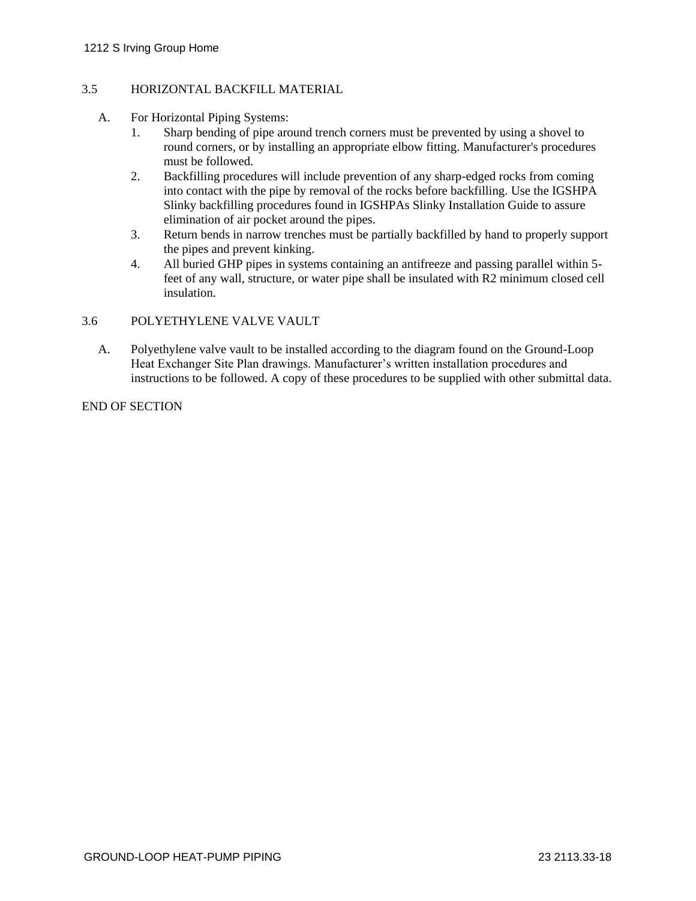## 3.5 HORIZONTAL BACKFILL MATERIAL

A. For Horizontal Piping Systems:
   1. Sharp bending of pipe around trench corners must be prevented by using a shovel to round corners, or by installing an appropriate elbow fitting. Manufacturer's procedures must be followed.
   2. Backfilling procedures will include prevention of any sharp-edged rocks from coming into contact with the pipe by removal of the rocks before backfilling. Use the IGSHPA Slinky backfilling procedures found in IGSHPAs Slinky Installation Guide to assure elimination of air pocket around the pipes.
   3. Return bends in narrow trenches must be partially backfilled by hand to properly support the pipes and prevent kinking.
   4. All buried GHP pipes in systems containing an antifreeze and passing parallel within 5-feet of any wall, structure, or water pipe shall be insulated with R2 minimum closed cell insulation.

## 3.6 POLYETHYLENE VALVE VAULT

A. Polyethylene valve vault to be installed according to the diagram found on the Ground-Loop Heat Exchanger Site Plan drawings. Manufacturer's written installation procedures and instructions to be followed. A copy of these procedures to be supplied with other submittal data.

END OF SECTION